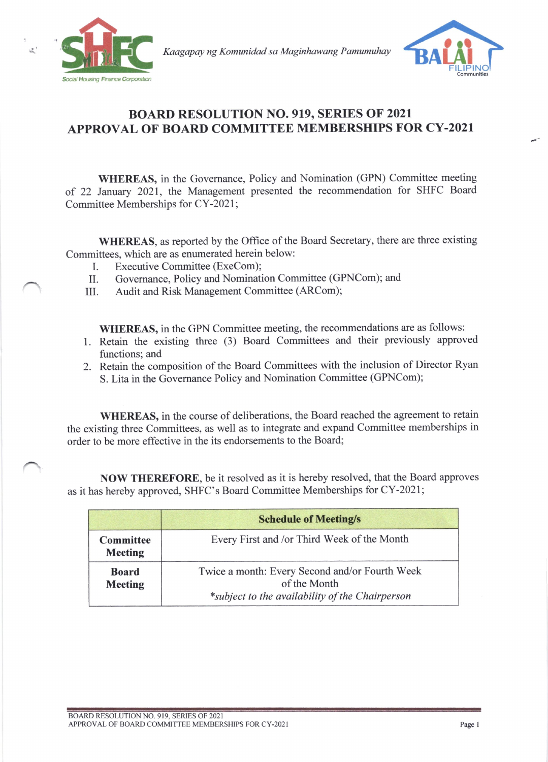Kaagapay ng Komunidad sa Maginhawang Pamumuhay

# BOARD RESOLUTION NO. 919, SERIES OF 2021
# APPROVAL OF BOARD COMMITTEE MEMBERSHIPS FOR CY-2021

**WHEREAS,** in the Governance, Policy and Nomination (GPN) Committee meeting of 22 January 2021, the Management presented the recommendation for SHFC Board Committee Memberships for CY-2021;

**WHEREAS,** as reported by the Office of the Board Secretary, there are three existing Committees, which are as enumerated herein below:

I. Executive Committee (ExeCom);
II. Governance, Policy and Nomination Committee (GPNCom); and
III. Audit and Risk Management Committee (ARCom);

**WHEREAS,** in the GPN Committee meeting, the recommendations are as follows:

1. Retain the existing three (3) Board Committees and their previously approved functions; and
2. Retain the composition of the Board Committees with the inclusion of Director Ryan S. Lita in the Governance Policy and Nomination Committee (GPNCom);

**WHEREAS,** in the course of deliberations, the Board reached the agreement to retain the existing three Committees, as well as to integrate and expand Committee memberships in order to be more effective in the its endorsements to the Board;

**NOW THEREFORE,** be it resolved as it is hereby resolved, that the Board approves as it has hereby approved, SHFC's Board Committee Memberships for CY-2021;

| | **Schedule of Meeting/s** |
|---|---|
| **Committee Meeting** | Every First and /or Third Week of the Month |
| **Board Meeting** | Twice a month: Every Second and/or Fourth Week of the Month<br>*\*subject to the availability of the Chairperson* |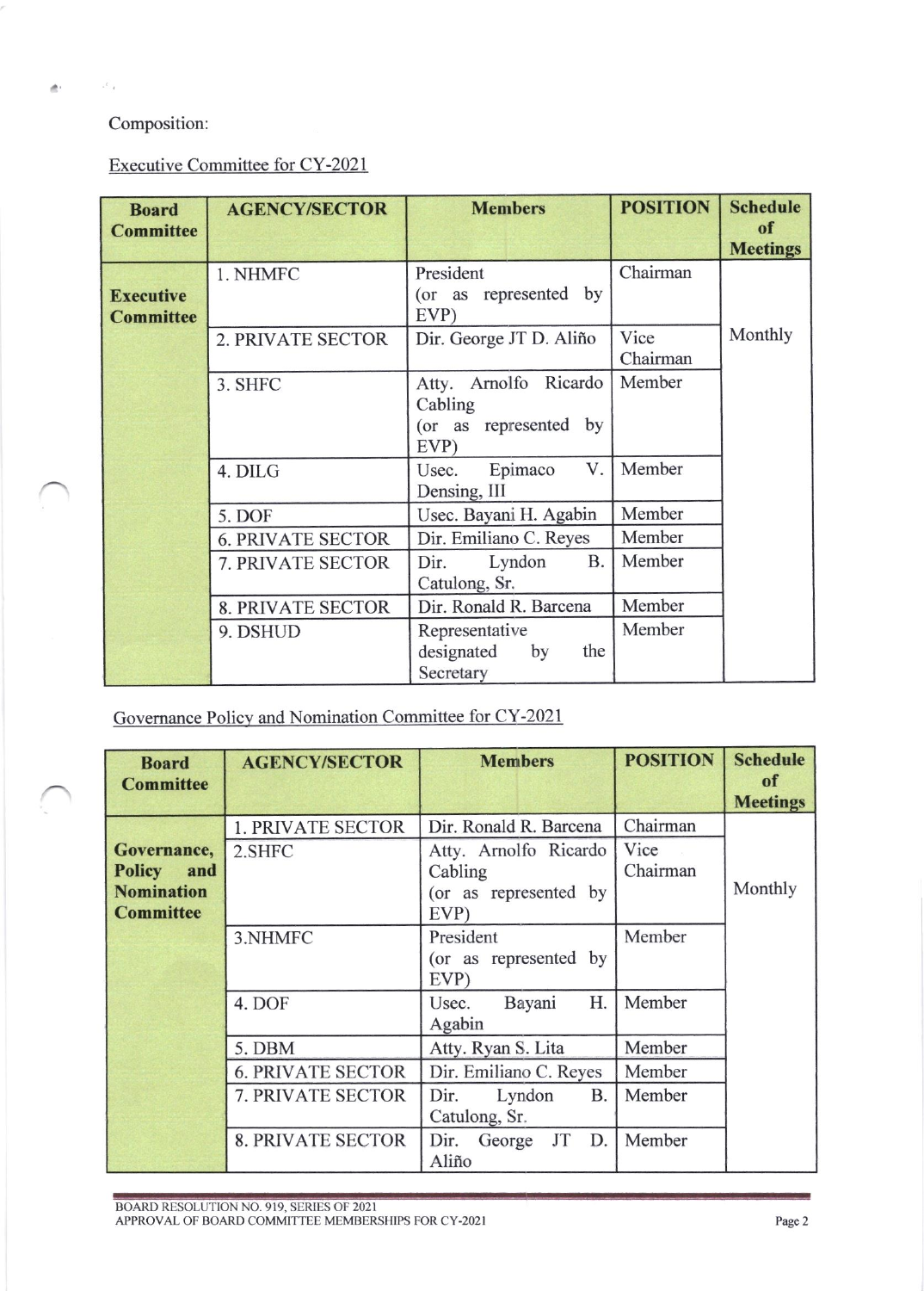Composition:

Executive Committee for CY-2021

| Board Committee | AGENCY/SECTOR | Members | POSITION | Schedule of Meetings |
|---|---|---|---|---|
| **Executive Committee** | 1. NHMFC | President (or as represented by EVP) | Chairman | Monthly |
| | 2. PRIVATE SECTOR | Dir. George JT D. Aliño | Vice Chairman | |
| | 3. SHFC | Atty. Arnolfo Ricardo Cabling (or as represented by EVP) | Member | |
| | 4. DILG | Usec. Epimaco V. Densing, III | Member | |
| | 5. DOF | Usec. Bayani H. Agabin | Member | |
| | 6. PRIVATE SECTOR | Dir. Emiliano C. Reyes | Member | |
| | 7. PRIVATE SECTOR | Dir. Lyndon B. Catulong, Sr. | Member | |
| | 8. PRIVATE SECTOR | Dir. Ronald R. Barcena | Member | |
| | 9. DSHUD | Representative designated by the Secretary | Member | |

Governance Policy and Nomination Committee for CY-2021

| Board Committee | AGENCY/SECTOR | Members | POSITION | Schedule of Meetings |
|---|---|---|---|---|
| **Governance, Policy and Nomination Committee** | 1. PRIVATE SECTOR | Dir. Ronald R. Barcena | Chairman | Monthly |
| | 2.SHFC | Atty. Arnolfo Ricardo Cabling (or as represented by EVP) | Vice Chairman | |
| | 3.NHMFC | President (or as represented by EVP) | Member | |
| | 4. DOF | Usec. Bayani H. Agabin | Member | |
| | 5. DBM | Atty. Ryan S. Lita | Member | |
| | 6. PRIVATE SECTOR | Dir. Emiliano C. Reyes | Member | |
| | 7. PRIVATE SECTOR | Dir. Lyndon B. Catulong, Sr. | Member | |
| | 8. PRIVATE SECTOR | Dir. George JT D. Aliño | Member | |